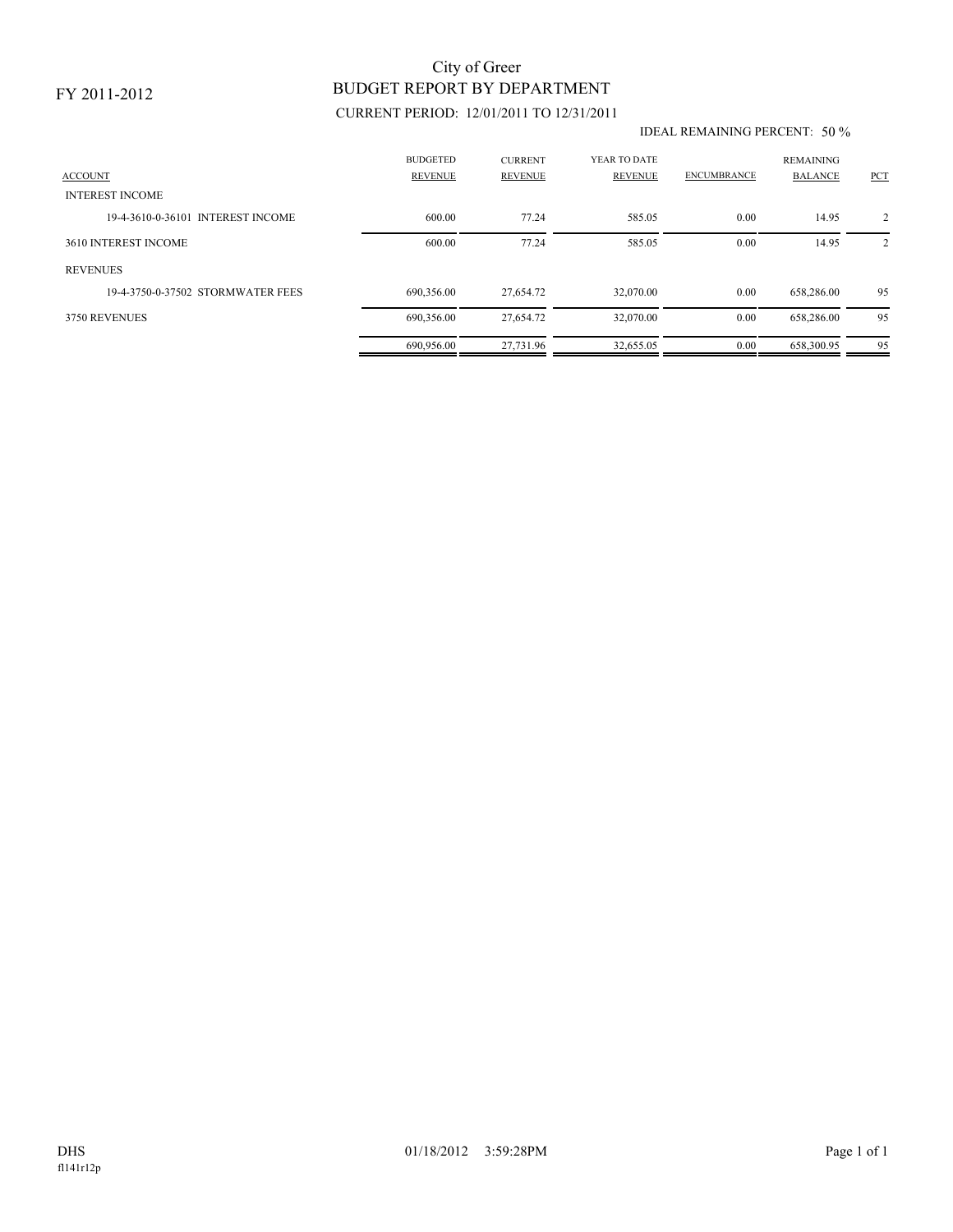FY 2011-2012

# City of Greer
## BUDGET REPORT BY DEPARTMENT

CURRENT PERIOD: 12/01/2011 TO 12/31/2011

IDEAL REMAINING PERCENT: 50 %

| ACCOUNT | BUDGETED REVENUE | CURRENT REVENUE | YEAR TO DATE REVENUE | ENCUMBRANCE | REMAINING BALANCE | PCT |
|---|---|---|---|---|---|---|
| INTEREST INCOME | | | | | | |
| 19-4-3610-0-36101 INTEREST INCOME | 600.00 | 77.24 | 585.05 | 0.00 | 14.95 | 2 |
| 3610 INTEREST INCOME | 600.00 | 77.24 | 585.05 | 0.00 | 14.95 | 2 |
| REVENUES | | | | | | |
| 19-4-3750-0-37502 STORMWATER FEES | 690,356.00 | 27,654.72 | 32,070.00 | 0.00 | 658,286.00 | 95 |
| 3750 REVENUES | 690,356.00 | 27,654.72 | 32,070.00 | 0.00 | 658,286.00 | 95 |
| | 690,956.00 | 27,731.96 | 32,655.05 | 0.00 | 658,300.95 | 95 |

DHS 01/18/2012 3:59:28PM

fl141r12p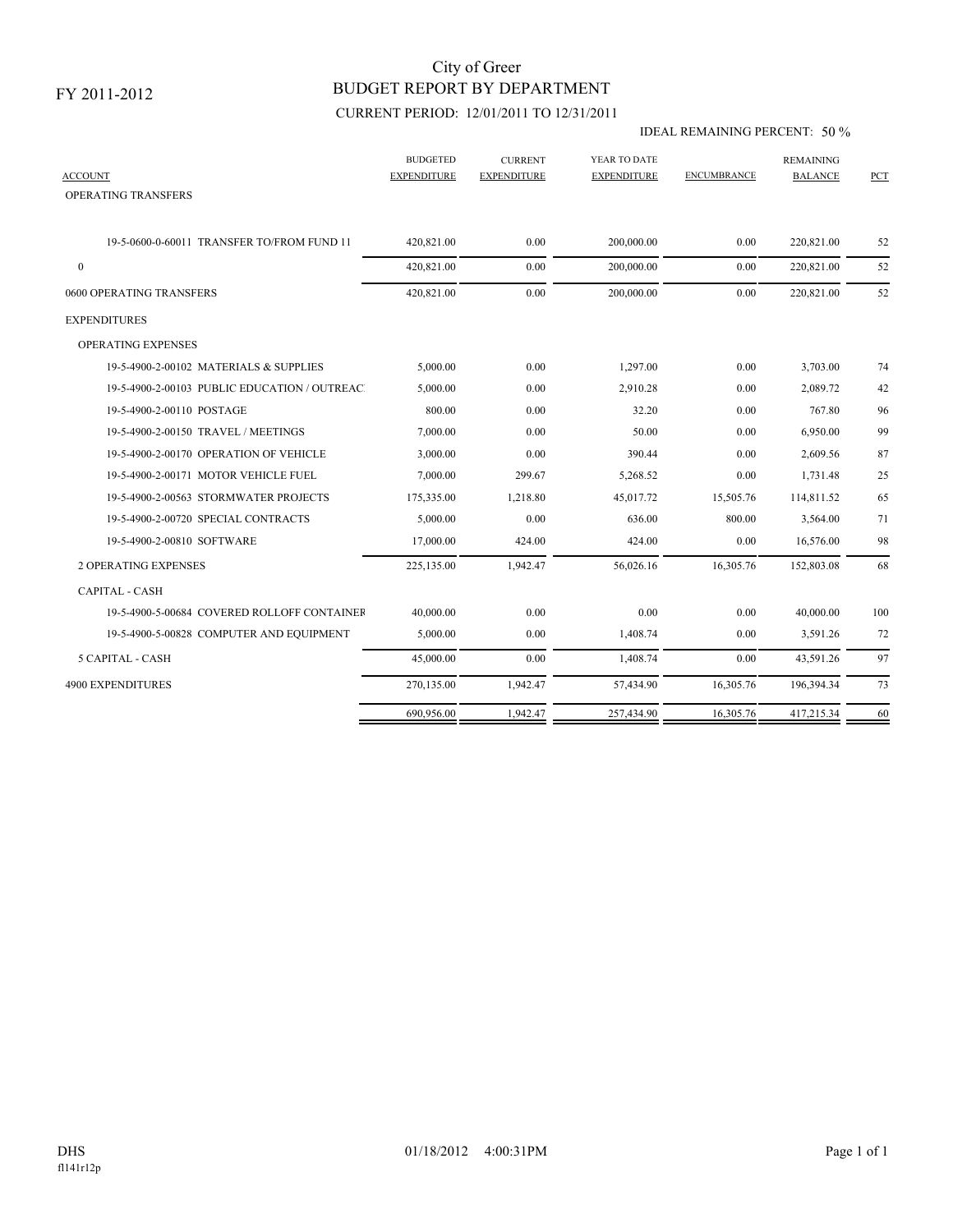FY 2011-2012

# City of Greer
## BUDGET REPORT BY DEPARTMENT
### CURRENT PERIOD: 12/01/2011 TO 12/31/2011

IDEAL REMAINING PERCENT: 50 %

| ACCOUNT | BUDGETED EXPENDITURE | CURRENT EXPENDITURE | YEAR TO DATE EXPENDITURE | ENCUMBRANCE | REMAINING BALANCE | PCT |
|---|---|---|---|---|---|---|
| OPERATING TRANSFERS | | | | | | |
| 19-5-0600-0-60011 TRANSFER TO/FROM FUND 11 | 420,821.00 | 0.00 | 200,000.00 | 0.00 | 220,821.00 | 52 |
| 0 | 420,821.00 | 0.00 | 200,000.00 | 0.00 | 220,821.00 | 52 |
| 0600 OPERATING TRANSFERS | 420,821.00 | 0.00 | 200,000.00 | 0.00 | 220,821.00 | 52 |
| EXPENDITURES | | | | | | |
| OPERATING EXPENSES | | | | | | |
| 19-5-4900-2-00102 MATERIALS & SUPPLIES | 5,000.00 | 0.00 | 1,297.00 | 0.00 | 3,703.00 | 74 |
| 19-5-4900-2-00103 PUBLIC EDUCATION / OUTREAC | 5,000.00 | 0.00 | 2,910.28 | 0.00 | 2,089.72 | 42 |
| 19-5-4900-2-00110 POSTAGE | 800.00 | 0.00 | 32.20 | 0.00 | 767.80 | 96 |
| 19-5-4900-2-00150 TRAVEL / MEETINGS | 7,000.00 | 0.00 | 50.00 | 0.00 | 6,950.00 | 99 |
| 19-5-4900-2-00170 OPERATION OF VEHICLE | 3,000.00 | 0.00 | 390.44 | 0.00 | 2,609.56 | 87 |
| 19-5-4900-2-00171 MOTOR VEHICLE FUEL | 7,000.00 | 299.67 | 5,268.52 | 0.00 | 1,731.48 | 25 |
| 19-5-4900-2-00563 STORMWATER PROJECTS | 175,335.00 | 1,218.80 | 45,017.72 | 15,505.76 | 114,811.52 | 65 |
| 19-5-4900-2-00720 SPECIAL CONTRACTS | 5,000.00 | 0.00 | 636.00 | 800.00 | 3,564.00 | 71 |
| 19-5-4900-2-00810 SOFTWARE | 17,000.00 | 424.00 | 424.00 | 0.00 | 16,576.00 | 98 |
| 2 OPERATING EXPENSES | 225,135.00 | 1,942.47 | 56,026.16 | 16,305.76 | 152,803.08 | 68 |
| CAPITAL - CASH | | | | | | |
| 19-5-4900-5-00684 COVERED ROLLOFF CONTAINER | 40,000.00 | 0.00 | 0.00 | 0.00 | 40,000.00 | 100 |
| 19-5-4900-5-00828 COMPUTER AND EQUIPMENT | 5,000.00 | 0.00 | 1,408.74 | 0.00 | 3,591.26 | 72 |
| 5 CAPITAL - CASH | 45,000.00 | 0.00 | 1,408.74 | 0.00 | 43,591.26 | 97 |
| 4900 EXPENDITURES | 270,135.00 | 1,942.47 | 57,434.90 | 16,305.76 | 196,394.34 | 73 |
| | 690,956.00 | 1,942.47 | 257,434.90 | 16,305.76 | 417,215.34 | 60 |

DHS 01/18/2012 4:00:31PM

fl141r12p